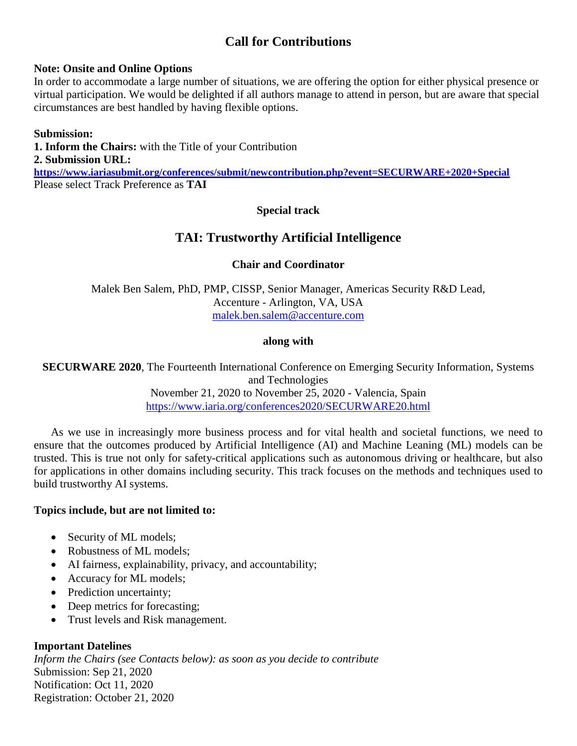# Call for Contributions

**Note: Onsite and Online Options**

In order to accommodate a large number of situations, we are offering the option for either physical presence or virtual participation. We would be delighted if all authors manage to attend in person, but are aware that special circumstances are best handled by having flexible options.

**Submission:**

**1. Inform the Chairs:** with the Title of your Contribution

**2. Submission URL:**

**https://www.iariasubmit.org/conferences/submit/newcontribution.php?event=SECURWARE+2020+Special**

Please select Track Preference as **TAI**

**Special track**

## TAI: Trustworthy Artificial Intelligence

**Chair and Coordinator**

Malek Ben Salem, PhD, PMP, CISSP, Senior Manager, Americas Security R&D Lead, Accenture - Arlington, VA, USA
malek.ben.salem@accenture.com

**along with**

**SECURWARE 2020**, The Fourteenth International Conference on Emerging Security Information, Systems and Technologies
November 21, 2020 to November 25, 2020 - Valencia, Spain
https://www.iaria.org/conferences2020/SECURWARE20.html

As we use in increasingly more business process and for vital health and societal functions, we need to ensure that the outcomes produced by Artificial Intelligence (AI) and Machine Leaning (ML) models can be trusted. This is true not only for safety-critical applications such as autonomous driving or healthcare, but also for applications in other domains including security. This track focuses on the methods and techniques used to build trustworthy AI systems.

**Topics include, but are not limited to:**

- Security of ML models;
- Robustness of ML models;
- AI fairness, explainability, privacy, and accountability;
- Accuracy for ML models;
- Prediction uncertainty;
- Deep metrics for forecasting;
- Trust levels and Risk management.

**Important Datelines**

*Inform the Chairs (see Contacts below): as soon as you decide to contribute*

Submission: Sep 21, 2020
Notification: Oct 11, 2020
Registration: October 21, 2020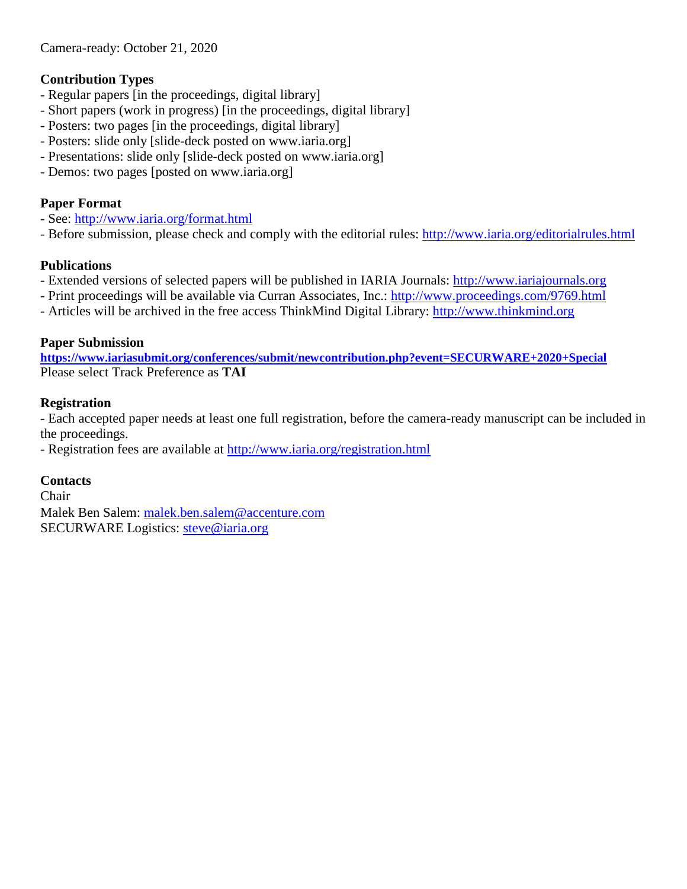Camera-ready: October 21, 2020

**Contribution Types**

- Regular papers [in the proceedings, digital library]
- Short papers (work in progress) [in the proceedings, digital library]
- Posters: two pages [in the proceedings, digital library]
- Posters: slide only [slide-deck posted on www.iaria.org]
- Presentations: slide only [slide-deck posted on www.iaria.org]
- Demos: two pages [posted on www.iaria.org]

**Paper Format**

- See: http://www.iaria.org/format.html
- Before submission, please check and comply with the editorial rules: http://www.iaria.org/editorialrules.html

**Publications**

- Extended versions of selected papers will be published in IARIA Journals: http://www.iariajournals.org
- Print proceedings will be available via Curran Associates, Inc.: http://www.proceedings.com/9769.html
- Articles will be archived in the free access ThinkMind Digital Library: http://www.thinkmind.org

**Paper Submission**

**https://www.iariasubmit.org/conferences/submit/newcontribution.php?event=SECURWARE+2020+Special**
Please select Track Preference as **TAI**

**Registration**

- Each accepted paper needs at least one full registration, before the camera-ready manuscript can be included in the proceedings.
- Registration fees are available at http://www.iaria.org/registration.html

**Contacts**

Chair
Malek Ben Salem: malek.ben.salem@accenture.com
SECURWARE Logistics: steve@iaria.org